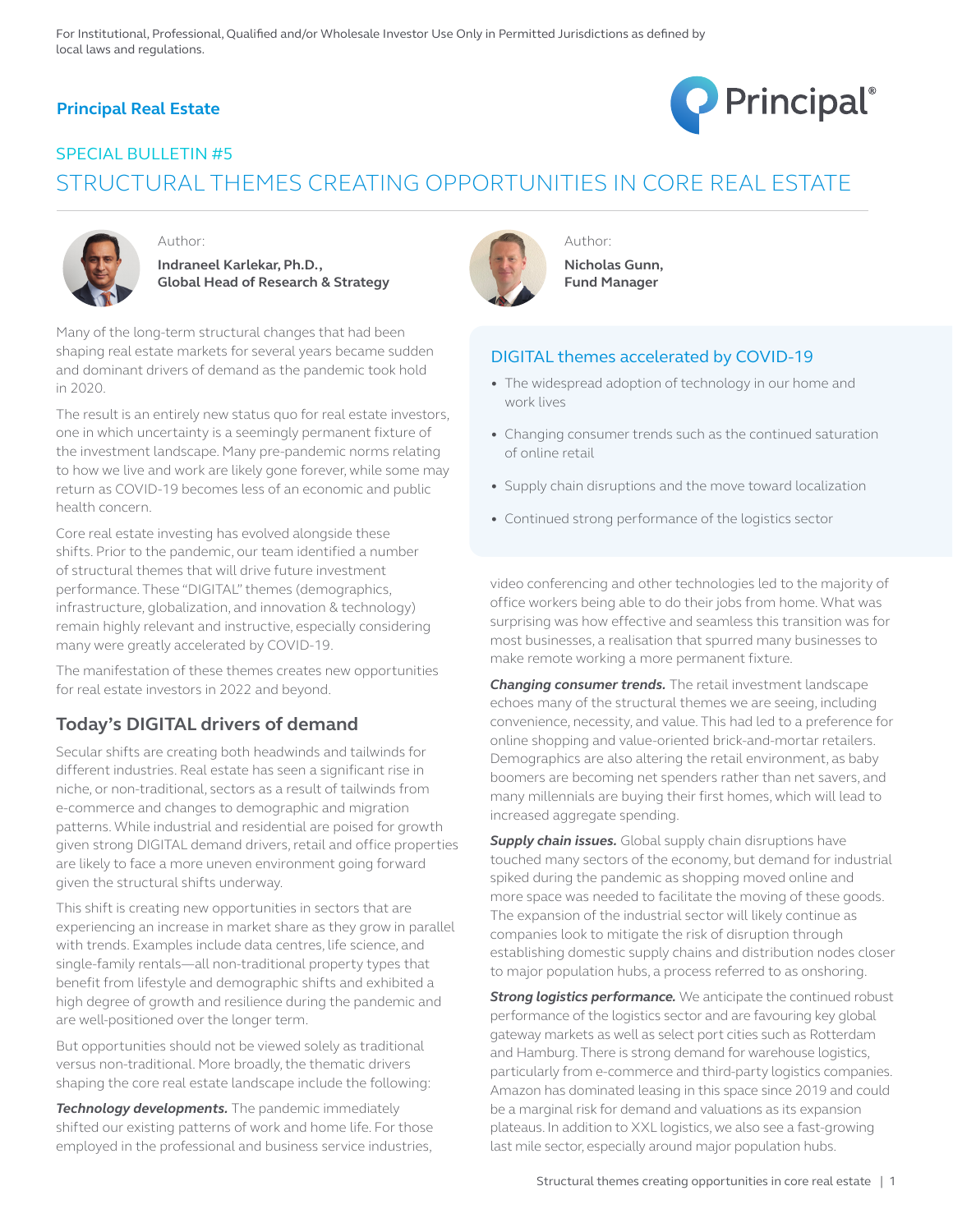For Institutional, Professional, Qualified and/or Wholesale Investor Use Only in Permitted Jurisdictions as defined by local laws and regulations.

**Principal Real Estate**

SPECIAL BULLETIN #5

# STRUCTURAL THEMES CREATING OPPORTUNITIES IN CORE REAL ESTATE

Author:
**Indraneel Karlekar, Ph.D., Global Head of Research & Strategy**

Author:
**Nicholas Gunn, Fund Manager**

Many of the long-term structural changes that had been shaping real estate markets for several years became sudden and dominant drivers of demand as the pandemic took hold in 2020.

The result is an entirely new status quo for real estate investors, one in which uncertainty is a seemingly permanent fixture of the investment landscape. Many pre-pandemic norms relating to how we live and work are likely gone forever, while some may return as COVID-19 becomes less of an economic and public health concern.

Core real estate investing has evolved alongside these shifts. Prior to the pandemic, our team identified a number of structural themes that will drive future investment performance. These "DIGITAL" themes (demographics, infrastructure, globalization, and innovation & technology) remain highly relevant and instructive, especially considering many were greatly accelerated by COVID-19.

The manifestation of these themes creates new opportunities for real estate investors in 2022 and beyond.

### DIGITAL themes accelerated by COVID-19

- The widespread adoption of technology in our home and work lives
- Changing consumer trends such as the continued saturation of online retail
- Supply chain disruptions and the move toward localization
- Continued strong performance of the logistics sector

## Today's DIGITAL drivers of demand

Secular shifts are creating both headwinds and tailwinds for different industries. Real estate has seen a significant rise in niche, or non-traditional, sectors as a result of tailwinds from e-commerce and changes to demographic and migration patterns. While industrial and residential are poised for growth given strong DIGITAL demand drivers, retail and office properties are likely to face a more uneven environment going forward given the structural shifts underway.

This shift is creating new opportunities in sectors that are experiencing an increase in market share as they grow in parallel with trends. Examples include data centres, life science, and single-family rentals—all non-traditional property types that benefit from lifestyle and demographic shifts and exhibited a high degree of growth and resilience during the pandemic and are well-positioned over the longer term.

But opportunities should not be viewed solely as traditional versus non-traditional. More broadly, the thematic drivers shaping the core real estate landscape include the following:

***Technology developments.*** The pandemic immediately shifted our existing patterns of work and home life. For those employed in the professional and business service industries, video conferencing and other technologies led to the majority of office workers being able to do their jobs from home. What was surprising was how effective and seamless this transition was for most businesses, a realisation that spurred many businesses to make remote working a more permanent fixture.

***Changing consumer trends.*** The retail investment landscape echoes many of the structural themes we are seeing, including convenience, necessity, and value. This had led to a preference for online shopping and value-oriented brick-and-mortar retailers. Demographics are also altering the retail environment, as baby boomers are becoming net spenders rather than net savers, and many millennials are buying their first homes, which will lead to increased aggregate spending.

***Supply chain issues.*** Global supply chain disruptions have touched many sectors of the economy, but demand for industrial spiked during the pandemic as shopping moved online and more space was needed to facilitate the moving of these goods. The expansion of the industrial sector will likely continue as companies look to mitigate the risk of disruption through establishing domestic supply chains and distribution nodes closer to major population hubs, a process referred to as onshoring.

***Strong logistics performance.*** We anticipate the continued robust performance of the logistics sector and are favouring key global gateway markets as well as select port cities such as Rotterdam and Hamburg. There is strong demand for warehouse logistics, particularly from e-commerce and third-party logistics companies. Amazon has dominated leasing in this space since 2019 and could be a marginal risk for demand and valuations as its expansion plateaus. In addition to XXL logistics, we also see a fast-growing last mile sector, especially around major population hubs.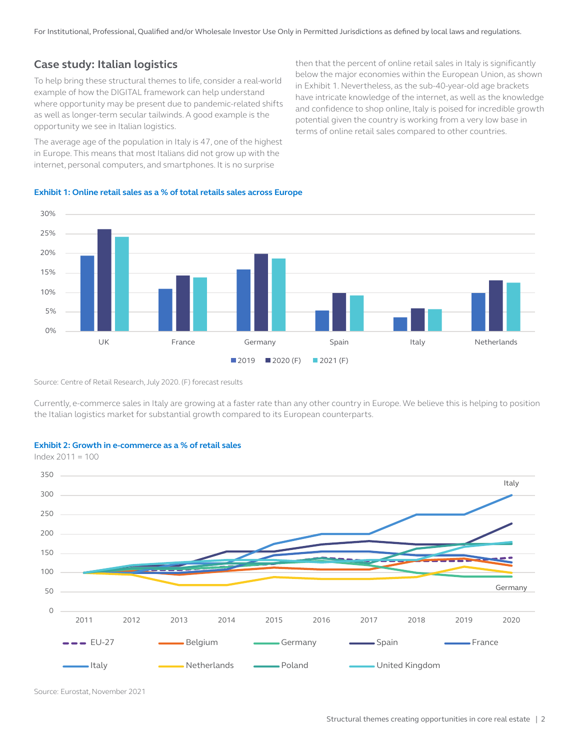For Institutional, Professional, Qualified and/or Wholesale Investor Use Only in Permitted Jurisdictions as defined by local laws and regulations.

## Case study: Italian logistics

To help bring these structural themes to life, consider a real-world example of how the DIGITAL framework can help understand where opportunity may be present due to pandemic-related shifts as well as longer-term secular tailwinds. A good example is the opportunity we see in Italian logistics.

The average age of the population in Italy is 47, one of the highest in Europe. This means that most Italians did not grow up with the internet, personal computers, and smartphones. It is no surprise then that the percent of online retail sales in Italy is significantly below the major economies within the European Union, as shown in Exhibit 1. Nevertheless, as the sub-40-year-old age brackets have intricate knowledge of the internet, as well as the knowledge and confidence to shop online, Italy is poised for incredible growth potential given the country is working from a very low base in terms of online retail sales compared to other countries.

**Exhibit 1: Online retail sales as a % of total retails sales across Europe**

| | 2019 | 2020 (F) | 2021 (F) |
|---|---|---|---|
| UK | ~19.5% | ~26% | ~24.5% |
| France | ~11% | ~14.5% | ~14% |
| Germany | ~16% | ~20% | ~19% |
| Spain | ~5.5% | ~10% | ~9% |
| Italy | ~3.5% | ~6% | ~5.5% |
| Netherlands | ~10% | ~13% | ~12.5% |

Source: Centre of Retail Research, July 2020. (F) forecast results

Currently, e-commerce sales in Italy are growing at a faster rate than any other country in Europe. We believe this is helping to position the Italian logistics market for substantial growth compared to its European counterparts.

**Exhibit 2: Growth in e-commerce as a % of retail sales**

Index 2011 = 100

Chart series: EU-27, Belgium, Germany, Spain, France, Italy, Netherlands, Poland, United Kingdom (2011–2020). Italy reaches 300 in 2020; Germany ends at approximately 90.

Source: Eurostat, November 2021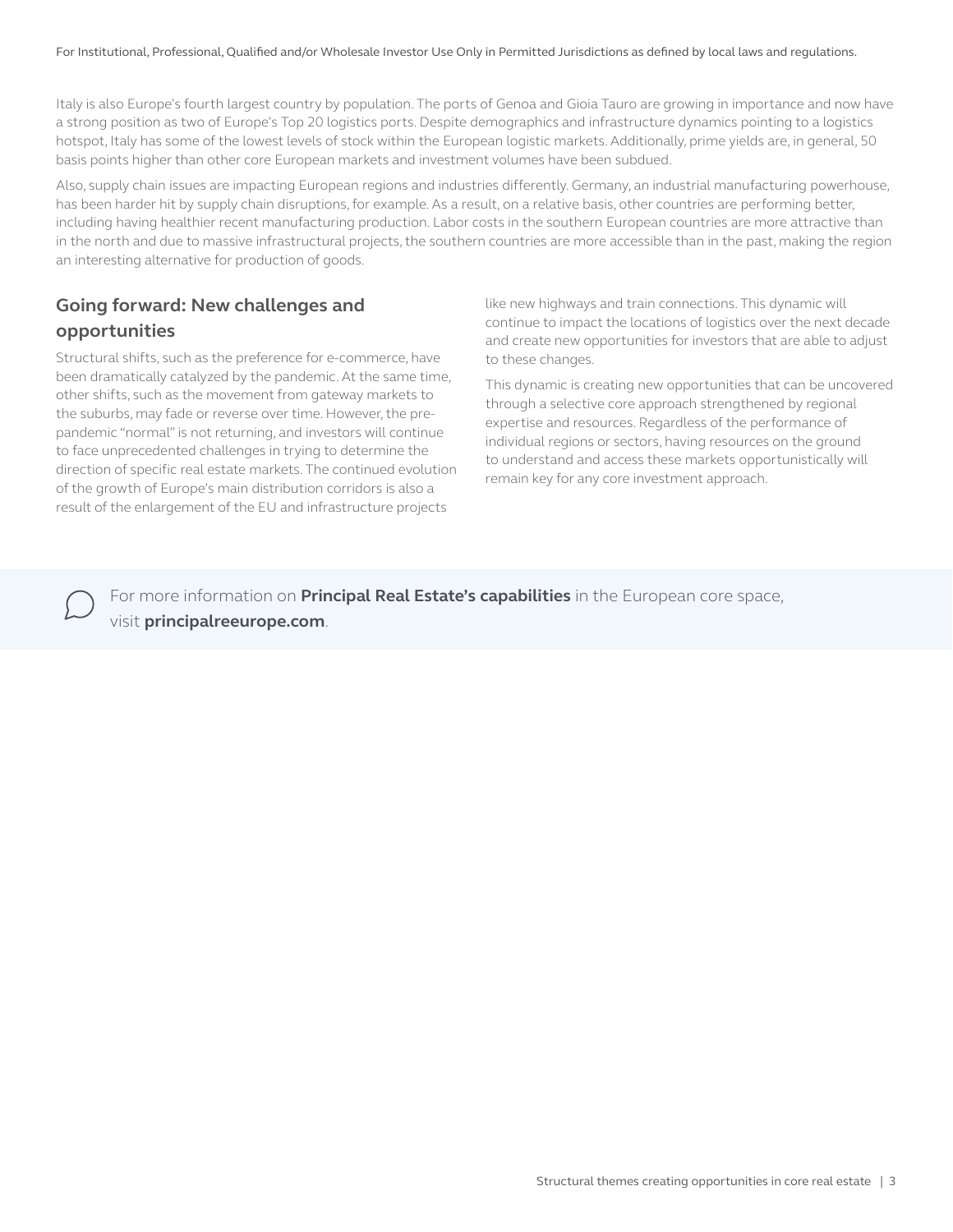Italy is also Europe's fourth largest country by population. The ports of Genoa and Gioia Tauro are growing in importance and now have a strong position as two of Europe's Top 20 logistics ports. Despite demographics and infrastructure dynamics pointing to a logistics hotspot, Italy has some of the lowest levels of stock within the European logistic markets. Additionally, prime yields are, in general, 50 basis points higher than other core European markets and investment volumes have been subdued.

Also, supply chain issues are impacting European regions and industries differently. Germany, an industrial manufacturing powerhouse, has been harder hit by supply chain disruptions, for example. As a result, on a relative basis, other countries are performing better, including having healthier recent manufacturing production. Labor costs in the southern European countries are more attractive than in the north and due to massive infrastructural projects, the southern countries are more accessible than in the past, making the region an interesting alternative for production of goods.

## Going forward: New challenges and opportunities

Structural shifts, such as the preference for e-commerce, have been dramatically catalyzed by the pandemic. At the same time, other shifts, such as the movement from gateway markets to the suburbs, may fade or reverse over time. However, the pre-pandemic "normal" is not returning, and investors will continue to face unprecedented challenges in trying to determine the direction of specific real estate markets. The continued evolution of the growth of Europe's main distribution corridors is also a result of the enlargement of the EU and infrastructure projects like new highways and train connections. This dynamic will continue to impact the locations of logistics over the next decade and create new opportunities for investors that are able to adjust to these changes.

This dynamic is creating new opportunities that can be uncovered through a selective core approach strengthened by regional expertise and resources. Regardless of the performance of individual regions or sectors, having resources on the ground to understand and access these markets opportunistically will remain key for any core investment approach.

For more information on **Principal Real Estate's capabilities** in the European core space, visit **principalreeurope.com**.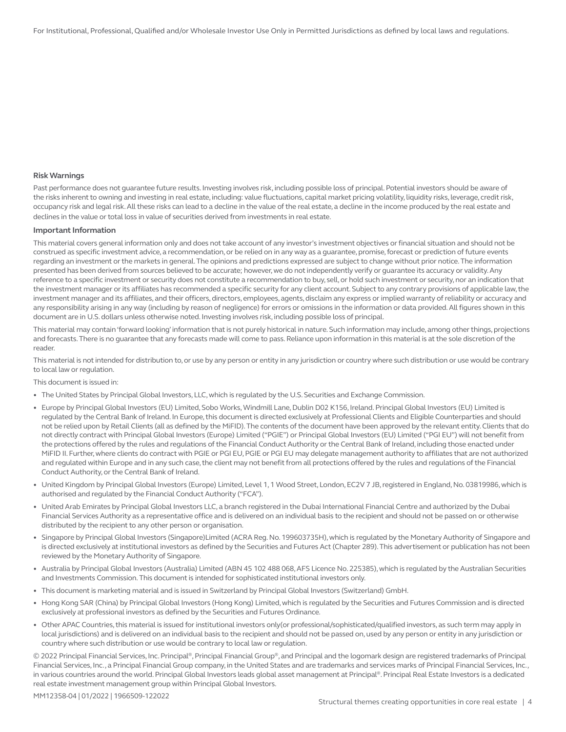For Institutional, Professional, Qualified and/or Wholesale Investor Use Only in Permitted Jurisdictions as defined by local laws and regulations.

**Risk Warnings**

Past performance does not guarantee future results. Investing involves risk, including possible loss of principal. Potential investors should be aware of the risks inherent to owning and investing in real estate, including: value fluctuations, capital market pricing volatility, liquidity risks, leverage, credit risk, occupancy risk and legal risk. All these risks can lead to a decline in the value of the real estate, a decline in the income produced by the real estate and declines in the value or total loss in value of securities derived from investments in real estate.

**Important Information**

This material covers general information only and does not take account of any investor's investment objectives or financial situation and should not be construed as specific investment advice, a recommendation, or be relied on in any way as a guarantee, promise, forecast or prediction of future events regarding an investment or the markets in general. The opinions and predictions expressed are subject to change without prior notice. The information presented has been derived from sources believed to be accurate; however, we do not independently verify or guarantee its accuracy or validity. Any reference to a specific investment or security does not constitute a recommendation to buy, sell, or hold such investment or security, nor an indication that the investment manager or its affiliates has recommended a specific security for any client account. Subject to any contrary provisions of applicable law, the investment manager and its affiliates, and their officers, directors, employees, agents, disclaim any express or implied warranty of reliability or accuracy and any responsibility arising in any way (including by reason of negligence) for errors or omissions in the information or data provided. All figures shown in this document are in U.S. dollars unless otherwise noted. Investing involves risk, including possible loss of principal.

This material may contain 'forward looking' information that is not purely historical in nature. Such information may include, among other things, projections and forecasts. There is no guarantee that any forecasts made will come to pass. Reliance upon information in this material is at the sole discretion of the reader.

This material is not intended for distribution to, or use by any person or entity in any jurisdiction or country where such distribution or use would be contrary to local law or regulation.

This document is issued in:

- The United States by Principal Global Investors, LLC, which is regulated by the U.S. Securities and Exchange Commission.
- Europe by Principal Global Investors (EU) Limited, Sobo Works, Windmill Lane, Dublin D02 K156, Ireland. Principal Global Investors (EU) Limited is regulated by the Central Bank of Ireland. In Europe, this document is directed exclusively at Professional Clients and Eligible Counterparties and should not be relied upon by Retail Clients (all as defined by the MiFID). The contents of the document have been approved by the relevant entity. Clients that do not directly contract with Principal Global Investors (Europe) Limited ("PGIE") or Principal Global Investors (EU) Limited ("PGI EU") will not benefit from the protections offered by the rules and regulations of the Financial Conduct Authority or the Central Bank of Ireland, including those enacted under MiFID II. Further, where clients do contract with PGIE or PGI EU, PGIE or PGI EU may delegate management authority to affiliates that are not authorized and regulated within Europe and in any such case, the client may not benefit from all protections offered by the rules and regulations of the Financial Conduct Authority, or the Central Bank of Ireland.
- United Kingdom by Principal Global Investors (Europe) Limited, Level 1, 1 Wood Street, London, EC2V 7 JB, registered in England, No. 03819986, which is authorised and regulated by the Financial Conduct Authority ("FCA").
- United Arab Emirates by Principal Global Investors LLC, a branch registered in the Dubai International Financial Centre and authorized by the Dubai Financial Services Authority as a representative office and is delivered on an individual basis to the recipient and should not be passed on or otherwise distributed by the recipient to any other person or organisation.
- Singapore by Principal Global Investors (Singapore)Limited (ACRA Reg. No. 199603735H), which is regulated by the Monetary Authority of Singapore and is directed exclusively at institutional investors as defined by the Securities and Futures Act (Chapter 289). This advertisement or publication has not been reviewed by the Monetary Authority of Singapore.
- Australia by Principal Global Investors (Australia) Limited (ABN 45 102 488 068, AFS Licence No. 225385), which is regulated by the Australian Securities and Investments Commission. This document is intended for sophisticated institutional investors only.
- This document is marketing material and is issued in Switzerland by Principal Global Investors (Switzerland) GmbH.
- Hong Kong SAR (China) by Principal Global Investors (Hong Kong) Limited, which is regulated by the Securities and Futures Commission and is directed exclusively at professional investors as defined by the Securities and Futures Ordinance.
- Other APAC Countries, this material is issued for institutional investors only(or professional/sophisticated/qualified investors, as such term may apply in local jurisdictions) and is delivered on an individual basis to the recipient and should not be passed on, used by any person or entity in any jurisdiction or country where such distribution or use would be contrary to local law or regulation.

© 2022 Principal Financial Services, Inc. Principal®, Principal Financial Group®, and Principal and the logomark design are registered trademarks of Principal Financial Services, Inc., a Principal Financial Group company, in the United States and are trademarks and services marks of Principal Financial Services, Inc., in various countries around the world. Principal Global Investors leads global asset management at Principal®. Principal Real Estate Investors is a dedicated real estate investment management group within Principal Global Investors.

MM12358-04 | 01/2022 | 1966509-122022